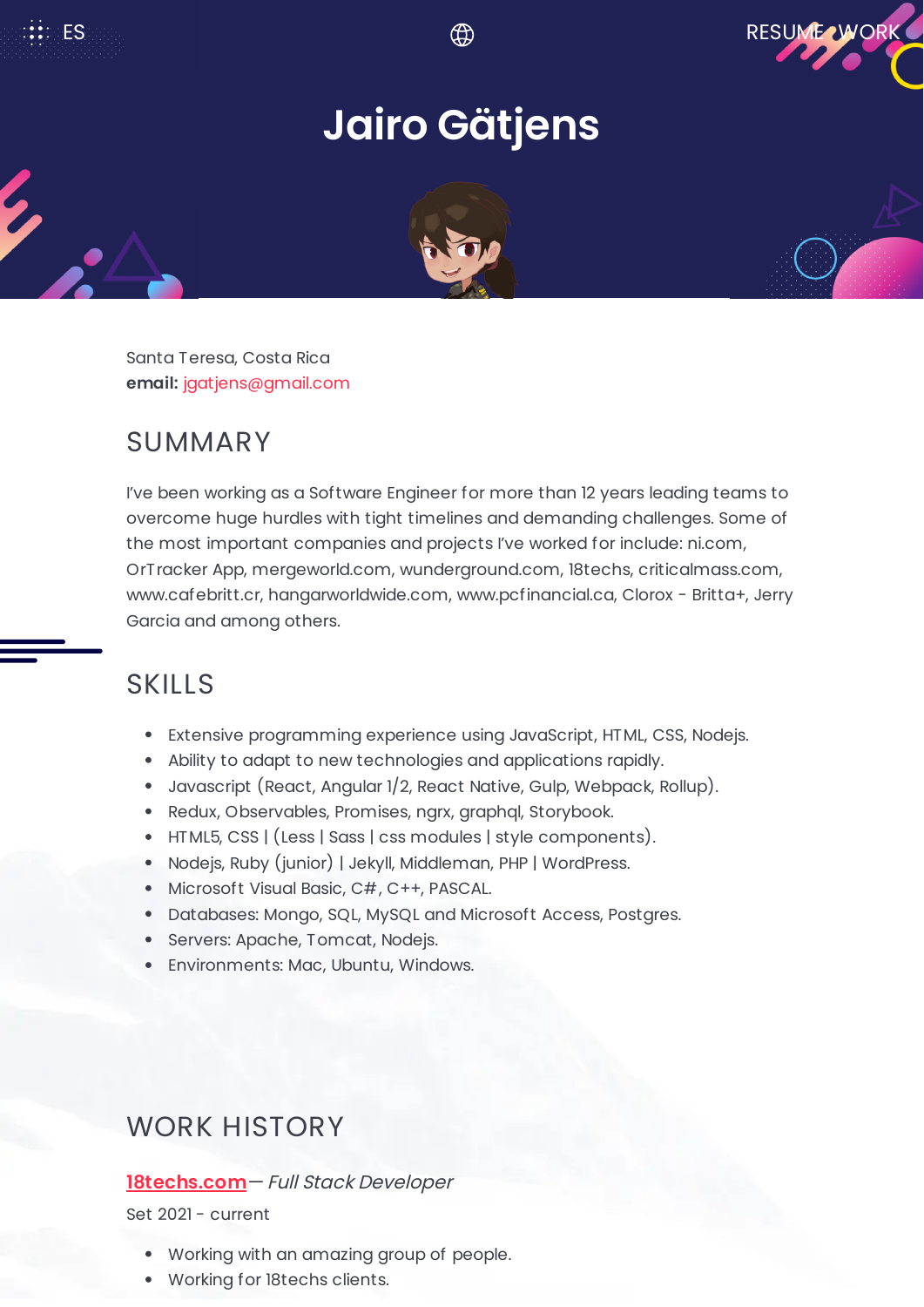ES

RESUME WORK

# Jairo Gätjens

Santa Teresa, Costa Rica
**email:** jgatjens@gmail.com

## SUMMARY

I've been working as a Software Engineer for more than 12 years leading teams to overcome huge hurdles with tight timelines and demanding challenges. Some of the most important companies and projects I've worked for include: ni.com, OrTracker App, mergeworld.com, wunderground.com, 18techs, criticalmass.com, www.cafebritt.cr, hangarworldwide.com, www.pcfinancial.ca, Clorox - Britta+, Jerry Garcia and among others.

## SKILLS

- Extensive programming experience using JavaScript, HTML, CSS, Nodejs.
- Ability to adapt to new technologies and applications rapidly.
- Javascript (React, Angular 1/2, React Native, Gulp, Webpack, Rollup).
- Redux, Observables, Promises, ngrx, graphql, Storybook.
- HTML5, CSS | (Less | Sass | css modules | style components).
- Nodejs, Ruby (junior) | Jekyll, Middleman, PHP | WordPress.
- Microsoft Visual Basic, C#, C++, PASCAL.
- Databases: Mongo, SQL, MySQL and Microsoft Access, Postgres.
- Servers: Apache, Tomcat, Nodejs.
- Environments: Mac, Ubuntu, Windows.

## WORK HISTORY

**18techs.com**— *Full Stack Developer*

Set 2021 - current

- Working with an amazing group of people.
- Working for 18techs clients.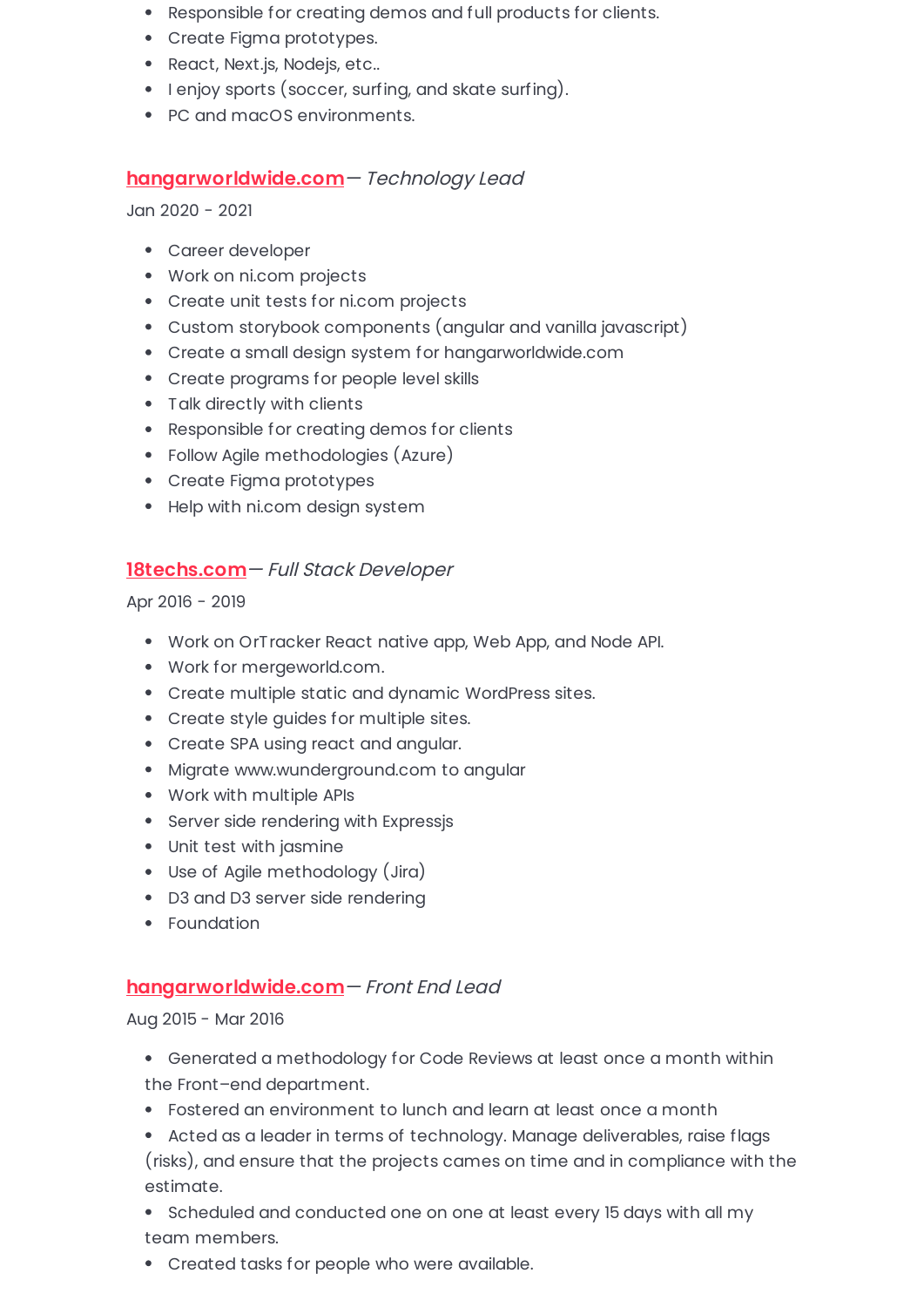- Responsible for creating demos and full products for clients.
- Create Figma prototypes.
- React, Next.js, Nodejs, etc..
- I enjoy sports (soccer, surfing, and skate surfing).
- PC and macOS environments.

### hangarworldwide.com— *Technology Lead*

Jan 2020 - 2021

- Career developer
- Work on ni.com projects
- Create unit tests for ni.com projects
- Custom storybook components (angular and vanilla javascript)
- Create a small design system for hangarworldwide.com
- Create programs for people level skills
- Talk directly with clients
- Responsible for creating demos for clients
- Follow Agile methodologies (Azure)
- Create Figma prototypes
- Help with ni.com design system

### 18techs.com— *Full Stack Developer*

Apr 2016 - 2019

- Work on OrTracker React native app, Web App, and Node API.
- Work for mergeworld.com.
- Create multiple static and dynamic WordPress sites.
- Create style guides for multiple sites.
- Create SPA using react and angular.
- Migrate www.wunderground.com to angular
- Work with multiple APIs
- Server side rendering with Expressjs
- Unit test with jasmine
- Use of Agile methodology (Jira)
- D3 and D3 server side rendering
- Foundation

### hangarworldwide.com— *Front End Lead*

Aug 2015 - Mar 2016

- Generated a methodology for Code Reviews at least once a month within the Front–end department.
- Fostered an environment to lunch and learn at least once a month
- Acted as a leader in terms of technology. Manage deliverables, raise flags (risks), and ensure that the projects cames on time and in compliance with the estimate.
- Scheduled and conducted one on one at least every 15 days with all my team members.
- Created tasks for people who were available.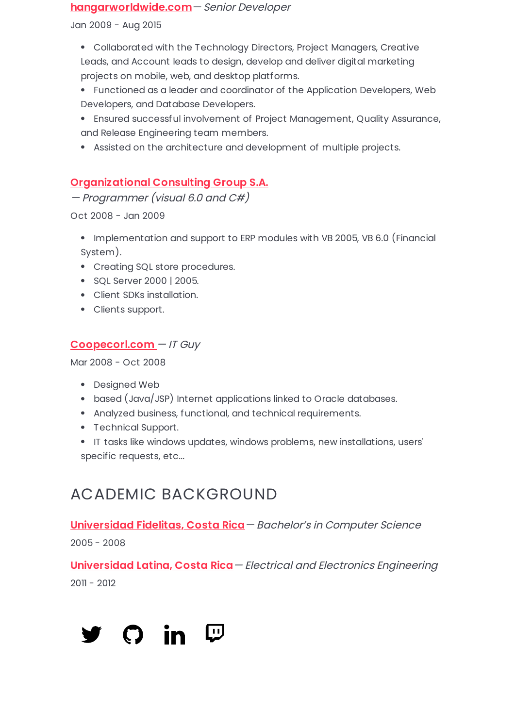**hangarworldwide.com** — *Senior Developer*

Jan 2009 - Aug 2015

- Collaborated with the Technology Directors, Project Managers, Creative Leads, and Account leads to design, develop and deliver digital marketing projects on mobile, web, and desktop platforms.
- Functioned as a leader and coordinator of the Application Developers, Web Developers, and Database Developers.
- Ensured successful involvement of Project Management, Quality Assurance, and Release Engineering team members.
- Assisted on the architecture and development of multiple projects.

**Organizational Consulting Group S.A.**
— *Programmer (visual 6.0 and C#)*

Oct 2008 - Jan 2009

- Implementation and support to ERP modules with VB 2005, VB 6.0 (Financial System).
- Creating SQL store procedures.
- SQL Server 2000 | 2005.
- Client SDKs installation.
- Clients support.

**Coopecorl.com** — *IT Guy*

Mar 2008 - Oct 2008

- Designed Web
- based (Java/JSP) Internet applications linked to Oracle databases.
- Analyzed business, functional, and technical requirements.
- Technical Support.
- IT tasks like windows updates, windows problems, new installations, users' specific requests, etc...

## ACADEMIC BACKGROUND

**Universidad Fidelitas, Costa Rica** — *Bachelor's in Computer Science*

2005 - 2008

**Universidad Latina, Costa Rica** — *Electrical and Electronics Engineering*

2011 - 2012